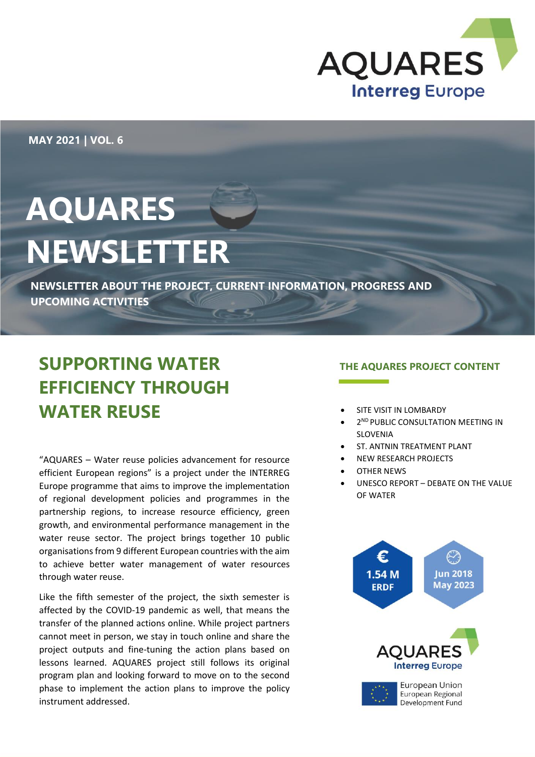AQUARES
Interreg Europe

MAY 2021 | VOL. 6

# AQUARES NEWSLETTER

**NEWSLETTER ABOUT THE PROJECT, CURRENT INFORMATION, PROGRESS AND UPCOMING ACTIVITIES**

## SUPPORTING WATER EFFICIENCY THROUGH WATER REUSE

"AQUARES – Water reuse policies advancement for resource efficient European regions" is a project under the INTERREG Europe programme that aims to improve the implementation of regional development policies and programmes in the partnership regions, to increase resource efficiency, green growth, and environmental performance management in the water reuse sector. The project brings together 10 public organisations from 9 different European countries with the aim to achieve better water management of water resources through water reuse.

Like the fifth semester of the project, the sixth semester is affected by the COVID-19 pandemic as well, that means the transfer of the planned actions online. While project partners cannot meet in person, we stay in touch online and share the project outputs and fine-tuning the action plans based on lessons learned. AQUARES project still follows its original program plan and looking forward to move on to the second phase to implement the action plans to improve the policy instrument addressed.

### THE AQUARES PROJECT CONTENT

- SITE VISIT IN LOMBARDY
- 2ND PUBLIC CONSULTATION MEETING IN SLOVENIA
- ST. ANTNIN TREATMENT PLANT
- NEW RESEARCH PROJECTS
- OTHER NEWS
- UNESCO REPORT – DEBATE ON THE VALUE OF WATER

€ 1.54 M ERDF

Jun 2018 May 2023

AQUARES
Interreg Europe

European Union
European Regional Development Fund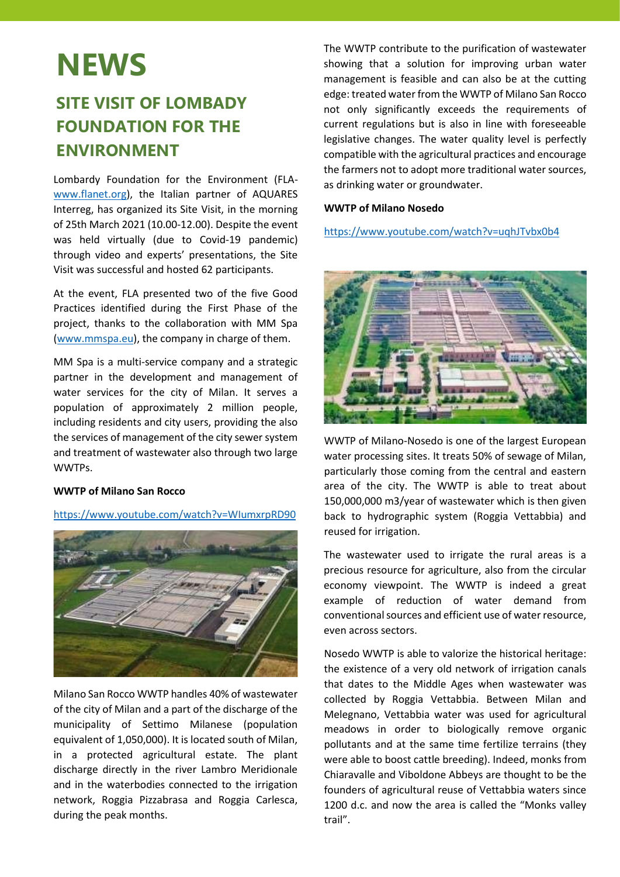# NEWS

## SITE VISIT OF LOMBADY FOUNDATION FOR THE ENVIRONMENT

Lombardy Foundation for the Environment (FLA- www.flanet.org), the Italian partner of AQUARES Interreg, has organized its Site Visit, in the morning of 25th March 2021 (10.00-12.00). Despite the event was held virtually (due to Covid-19 pandemic) through video and experts' presentations, the Site Visit was successful and hosted 62 participants.

At the event, FLA presented two of the five Good Practices identified during the First Phase of the project, thanks to the collaboration with MM Spa (www.mmspa.eu), the company in charge of them.

MM Spa is a multi-service company and a strategic partner in the development and management of water services for the city of Milan. It serves a population of approximately 2 million people, including residents and city users, providing the also the services of management of the city sewer system and treatment of wastewater also through two large WWTPs.

**WWTP of Milano San Rocco**

https://www.youtube.com/watch?v=WIumxrpRD90

Milano San Rocco WWTP handles 40% of wastewater of the city of Milan and a part of the discharge of the municipality of Settimo Milanese (population equivalent of 1,050,000). It is located south of Milan, in a protected agricultural estate. The plant discharge directly in the river Lambro Meridionale and in the waterbodies connected to the irrigation network, Roggia Pizzabrasa and Roggia Carlesca, during the peak months.

The WWTP contribute to the purification of wastewater showing that a solution for improving urban water management is feasible and can also be at the cutting edge: treated water from the WWTP of Milano San Rocco not only significantly exceeds the requirements of current regulations but is also in line with foreseeable legislative changes. The water quality level is perfectly compatible with the agricultural practices and encourage the farmers not to adopt more traditional water sources, as drinking water or groundwater.

**WWTP of Milano Nosedo**

https://www.youtube.com/watch?v=uqhJTvbx0b4

WWTP of Milano-Nosedo is one of the largest European water processing sites. It treats 50% of sewage of Milan, particularly those coming from the central and eastern area of the city. The WWTP is able to treat about 150,000,000 m3/year of wastewater which is then given back to hydrographic system (Roggia Vettabbia) and reused for irrigation.

The wastewater used to irrigate the rural areas is a precious resource for agriculture, also from the circular economy viewpoint. The WWTP is indeed a great example of reduction of water demand from conventional sources and efficient use of water resource, even across sectors.

Nosedo WWTP is able to valorize the historical heritage: the existence of a very old network of irrigation canals that dates to the Middle Ages when wastewater was collected by Roggia Vettabbia. Between Milan and Melegnano, Vettabbia water was used for agricultural meadows in order to biologically remove organic pollutants and at the same time fertilize terrains (they were able to boost cattle breeding). Indeed, monks from Chiaravalle and Viboldone Abbeys are thought to be the founders of agricultural reuse of Vettabbia waters since 1200 d.c. and now the area is called the "Monks valley trail".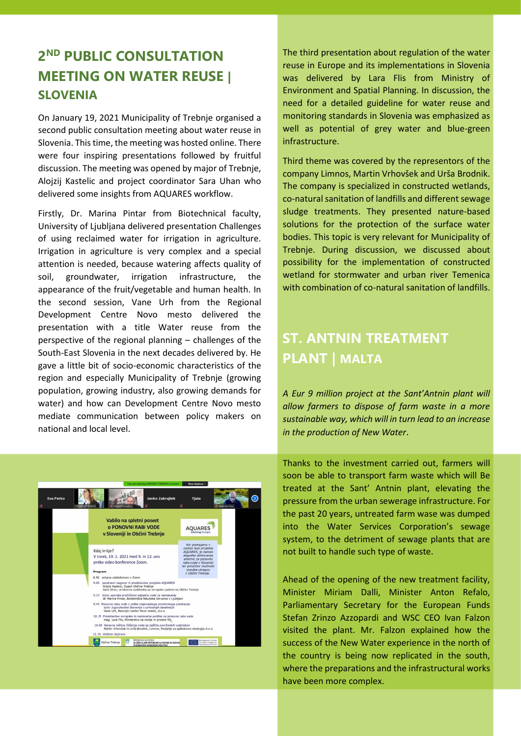## 2ND PUBLIC CONSULTATION MEETING ON WATER REUSE | SLOVENIA

On January 19, 2021 Municipality of Trebnje organised a second public consultation meeting about water reuse in Slovenia. This time, the meeting was hosted online. There were four inspiring presentations followed by fruitful discussion. The meeting was opened by major of Trebnje, Alojzij Kastelic and project coordinator Sara Uhan who delivered some insights from AQUARES workflow.

Firstly, Dr. Marina Pintar from Biotechnical faculty, University of Ljubljana delivered presentation Challenges of using reclaimed water for irrigation in agriculture. Irrigation in agriculture is very complex and a special attention is needed, because watering affects quality of soil, groundwater, irrigation infrastructure, the appearance of the fruit/vegetable and human health. In the second session, Vane Urh from the Regional Development Centre Novo mesto delivered the presentation with a title Water reuse from the perspective of the regional planning – challenges of the South-East Slovenia in the next decades delivered by. He gave a little bit of socio-economic characteristics of the region and especially Municipality of Trebnje (growing population, growing industry, also growing demands for water) and how can Development Centre Novo mesto mediate communication between policy makers on national and local level.

The third presentation about regulation of the water reuse in Europe and its implementations in Slovenia was delivered by Lara Flis from Ministry of Environment and Spatial Planning. In discussion, the need for a detailed guideline for water reuse and monitoring standards in Slovenia was emphasized as well as potential of grey water and blue-green infrastructure.

Third theme was covered by the representors of the company Limnos, Martin Vrhovšek and Urša Brodnik. The company is specialized in constructed wetlands, co-natural sanitation of landfills and different sewage sludge treatments. They presented nature-based solutions for the protection of the surface water bodies. This topic is very relevant for Municipality of Trebnje. During discussion, we discussed about possibility for the implementation of constructed wetland for stormwater and urban river Temenica with combination of co-natural sanitation of landfills.

## ST. ANTNIN TREATMENT PLANT | MALTA

*A Eur 9 million project at the Sant'Antnin plant will allow farmers to dispose of farm waste in a more sustainable way, which will in turn lead to an increase in the production of New Water.*

Thanks to the investment carried out, farmers will soon be able to transport farm waste which will Be treated at the Sant' Antnin plant, elevating the pressure from the urban sewerage infrastructure. For the past 20 years, untreated farm wase was dumped into the Water Services Corporation's sewage system, to the detriment of sewage plants that are not built to handle such type of waste.

Ahead of the opening of the new treatment facility, Minister Miriam Dalli, Minister Anton Refalo, Parliamentary Secretary for the European Funds Stefan Zrinzo Azzopardi and WSC CEO Ivan Falzon visited the plant. Mr. Falzon explained how the success of the New Water experience in the north of the country is being now replicated in the south, where the preparations and the infrastructural works have been more complex.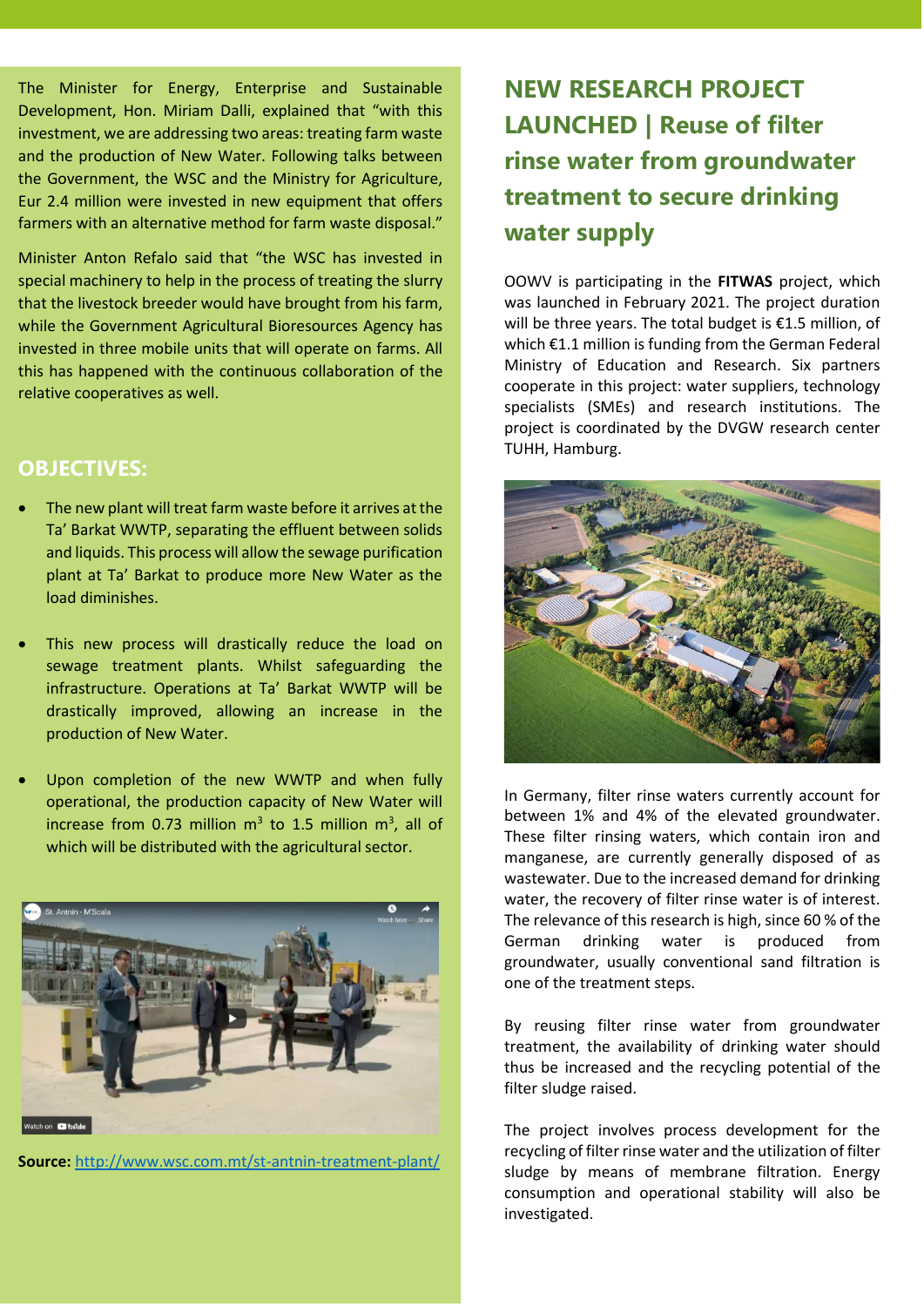The Minister for Energy, Enterprise and Sustainable Development, Hon. Miriam Dalli, explained that "with this investment, we are addressing two areas: treating farm waste and the production of New Water. Following talks between the Government, the WSC and the Ministry for Agriculture, Eur 2.4 million were invested in new equipment that offers farmers with an alternative method for farm waste disposal."

Minister Anton Refalo said that "the WSC has invested in special machinery to help in the process of treating the slurry that the livestock breeder would have brought from his farm, while the Government Agricultural Bioresources Agency has invested in three mobile units that will operate on farms. All this has happened with the continuous collaboration of the relative cooperatives as well.

## OBJECTIVES:

- The new plant will treat farm waste before it arrives at the Ta' Barkat WWTP, separating the effluent between solids and liquids. This process will allow the sewage purification plant at Ta' Barkat to produce more New Water as the load diminishes.
- This new process will drastically reduce the load on sewage treatment plants. Whilst safeguarding the infrastructure. Operations at Ta' Barkat WWTP will be drastically improved, allowing an increase in the production of New Water.
- Upon completion of the new WWTP and when fully operational, the production capacity of New Water will increase from 0.73 million $m^3$ to 1.5 million $m^3$, all of which will be distributed with the agricultural sector.

**Source:** http://www.wsc.com.mt/st-antnin-treatment-plant/

## NEW RESEARCH PROJECT LAUNCHED | Reuse of filter rinse water from groundwater treatment to secure drinking water supply

OOWV is participating in the **FITWAS** project, which was launched in February 2021. The project duration will be three years. The total budget is €1.5 million, of which €1.1 million is funding from the German Federal Ministry of Education and Research. Six partners cooperate in this project: water suppliers, technology specialists (SMEs) and research institutions. The project is coordinated by the DVGW research center TUHH, Hamburg.

In Germany, filter rinse waters currently account for between 1% and 4% of the elevated groundwater. These filter rinsing waters, which contain iron and manganese, are currently generally disposed of as wastewater. Due to the increased demand for drinking water, the recovery of filter rinse water is of interest. The relevance of this research is high, since 60 % of the German drinking water is produced from groundwater, usually conventional sand filtration is one of the treatment steps.

By reusing filter rinse water from groundwater treatment, the availability of drinking water should thus be increased and the recycling potential of the filter sludge raised.

The project involves process development for the recycling of filter rinse water and the utilization of filter sludge by means of membrane filtration. Energy consumption and operational stability will also be investigated.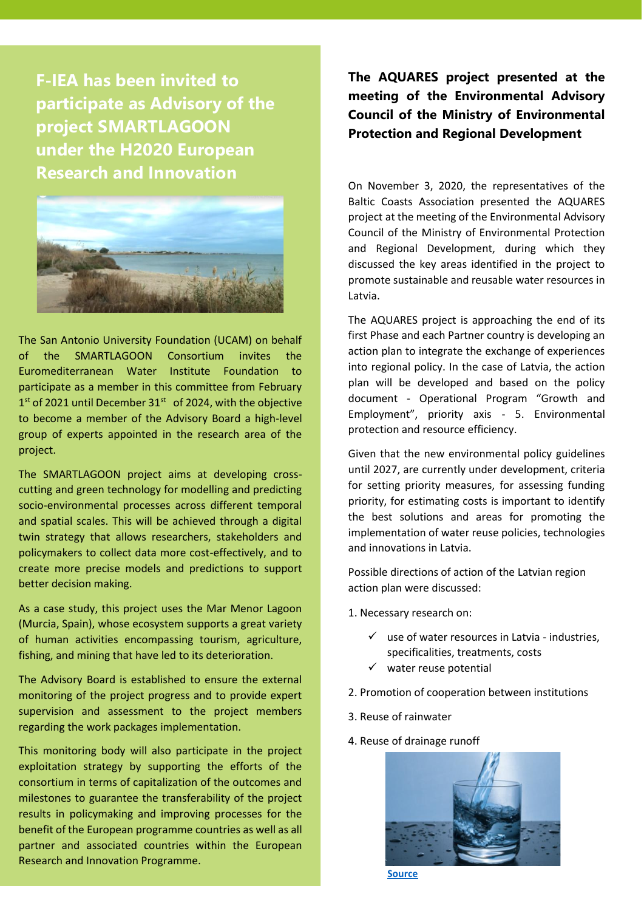## F-IEA has been invited to participate as Advisory of the project SMARTLAGOON under the H2020 European Research and Innovation

The San Antonio University Foundation (UCAM) on behalf of the SMARTLAGOON Consortium invites the Euromediterranean Water Institute Foundation to participate as a member in this committee from February 1st of 2021 until December 31st of 2024, with the objective to become a member of the Advisory Board a high-level group of experts appointed in the research area of the project.

The SMARTLAGOON project aims at developing cross-cutting and green technology for modelling and predicting socio-environmental processes across different temporal and spatial scales. This will be achieved through a digital twin strategy that allows researchers, stakeholders and policymakers to collect data more cost-effectively, and to create more precise models and predictions to support better decision making.

As a case study, this project uses the Mar Menor Lagoon (Murcia, Spain), whose ecosystem supports a great variety of human activities encompassing tourism, agriculture, fishing, and mining that have led to its deterioration.

The Advisory Board is established to ensure the external monitoring of the project progress and to provide expert supervision and assessment to the project members regarding the work packages implementation.

This monitoring body will also participate in the project exploitation strategy by supporting the efforts of the consortium in terms of capitalization of the outcomes and milestones to guarantee the transferability of the project results in policymaking and improving processes for the benefit of the European programme countries as well as all partner and associated countries within the European Research and Innovation Programme.

## The AQUARES project presented at the meeting of the Environmental Advisory Council of the Ministry of Environmental Protection and Regional Development

On November 3, 2020, the representatives of the Baltic Coasts Association presented the AQUARES project at the meeting of the Environmental Advisory Council of the Ministry of Environmental Protection and Regional Development, during which they discussed the key areas identified in the project to promote sustainable and reusable water resources in Latvia.

The AQUARES project is approaching the end of its first Phase and each Partner country is developing an action plan to integrate the exchange of experiences into regional policy. In the case of Latvia, the action plan will be developed and based on the policy document - Operational Program "Growth and Employment", priority axis - 5. Environmental protection and resource efficiency.

Given that the new environmental policy guidelines until 2027, are currently under development, criteria for setting priority measures, for assessing funding priority, for estimating costs is important to identify the best solutions and areas for promoting the implementation of water reuse policies, technologies and innovations in Latvia.

Possible directions of action of the Latvian region action plan were discussed:

1. Necessary research on:
   - ✓ use of water resources in Latvia - industries, specificalities, treatments, costs
   - ✓ water reuse potential
2. Promotion of cooperation between institutions
3. Reuse of rainwater
4. Reuse of drainage runoff

Source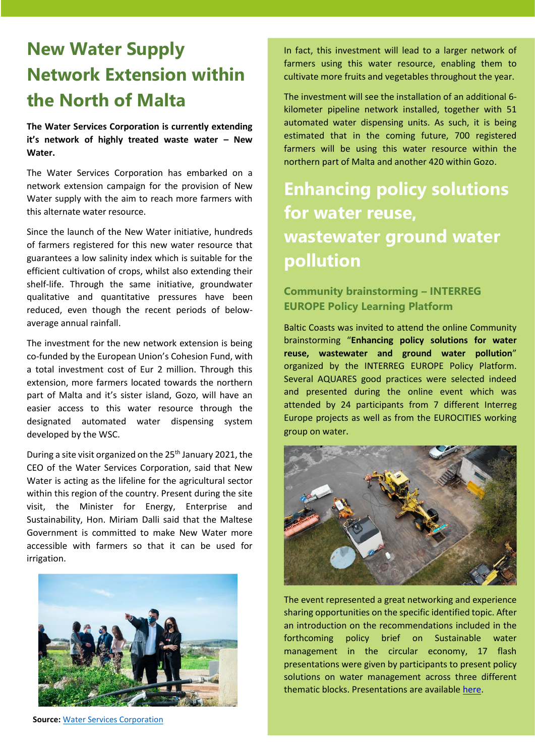# New Water Supply Network Extension within the North of Malta

**The Water Services Corporation is currently extending it's network of highly treated waste water – New Water.**

The Water Services Corporation has embarked on a network extension campaign for the provision of New Water supply with the aim to reach more farmers with this alternate water resource.

Since the launch of the New Water initiative, hundreds of farmers registered for this new water resource that guarantees a low salinity index which is suitable for the efficient cultivation of crops, whilst also extending their shelf-life. Through the same initiative, groundwater qualitative and quantitative pressures have been reduced, even though the recent periods of below-average annual rainfall.

The investment for the new network extension is being co-funded by the European Union's Cohesion Fund, with a total investment cost of Eur 2 million. Through this extension, more farmers located towards the northern part of Malta and it's sister island, Gozo, will have an easier access to this water resource through the designated automated water dispensing system developed by the WSC.

During a site visit organized on the 25th January 2021, the CEO of the Water Services Corporation, said that New Water is acting as the lifeline for the agricultural sector within this region of the country. Present during the site visit, the Minister for Energy, Enterprise and Sustainability, Hon. Miriam Dalli said that the Maltese Government is committed to make New Water more accessible with farmers so that it can be used for irrigation.

**Source:** Water Services Corporation

In fact, this investment will lead to a larger network of farmers using this water resource, enabling them to cultivate more fruits and vegetables throughout the year.

The investment will see the installation of an additional 6-kilometer pipeline network installed, together with 51 automated water dispensing units. As such, it is being estimated that in the coming future, 700 registered farmers will be using this water resource within the northern part of Malta and another 420 within Gozo.

# Enhancing policy solutions for water reuse, wastewater ground water pollution

## Community brainstorming – INTERREG EUROPE Policy Learning Platform

Baltic Coasts was invited to attend the online Community brainstorming "**Enhancing policy solutions for water reuse, wastewater and ground water pollution**" organized by the INTERREG EUROPE Policy Platform. Several AQUARES good practices were selected indeed and presented during the online event which was attended by 24 participants from 7 different Interreg Europe projects as well as from the EUROCITIES working group on water.

The event represented a great networking and experience sharing opportunities on the specific identified topic. After an introduction on the recommendations included in the forthcoming policy brief on Sustainable water management in the circular economy, 17 flash presentations were given by participants to present policy solutions on water management across three different thematic blocks. Presentations are available here.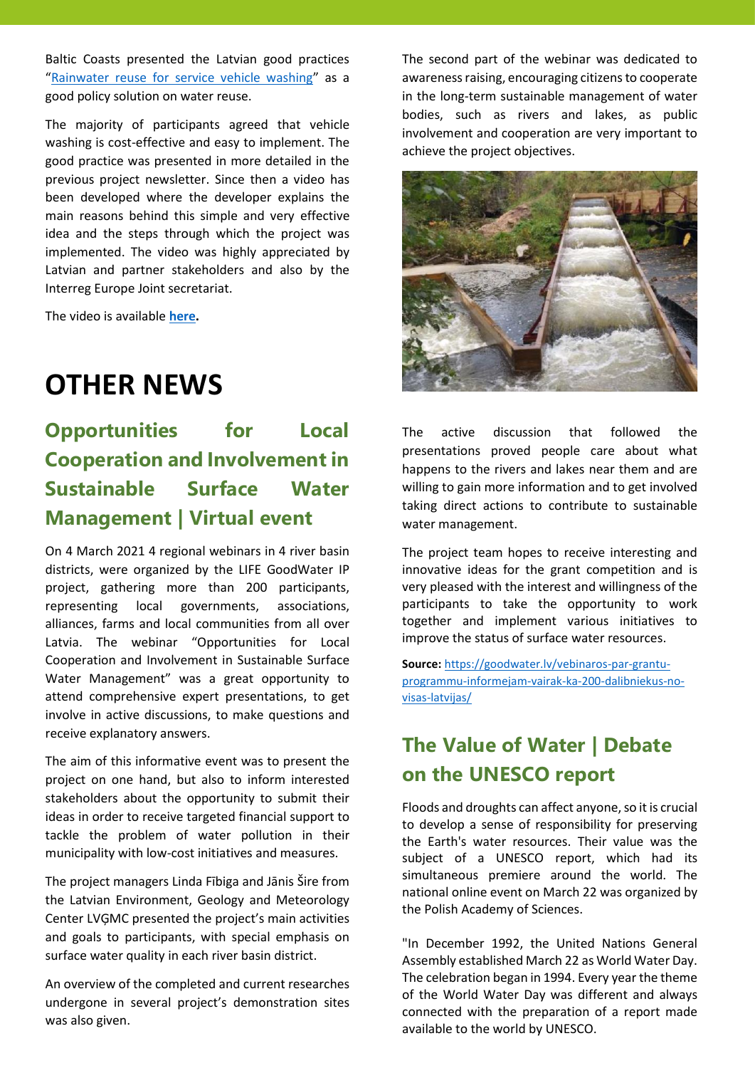Baltic Coasts presented the Latvian good practices "[Rainwater reuse for service vehicle washing]" as a good policy solution on water reuse.

The majority of participants agreed that vehicle washing is cost-effective and easy to implement. The good practice was presented in more detailed in the previous project newsletter. Since then a video has been developed where the developer explains the main reasons behind this simple and very effective idea and the steps through which the project was implemented. The video was highly appreciated by Latvian and partner stakeholders and also by the Interreg Europe Joint secretariat.

The video is available **here**.

# OTHER NEWS

## Opportunities for Local Cooperation and Involvement in Sustainable Surface Water Management | Virtual event

On 4 March 2021 4 regional webinars in 4 river basin districts, were organized by the LIFE GoodWater IP project, gathering more than 200 participants, representing local governments, associations, alliances, farms and local communities from all over Latvia. The webinar "Opportunities for Local Cooperation and Involvement in Sustainable Surface Water Management" was a great opportunity to attend comprehensive expert presentations, to get involve in active discussions, to make questions and receive explanatory answers.

The aim of this informative event was to present the project on one hand, but also to inform interested stakeholders about the opportunity to submit their ideas in order to receive targeted financial support to tackle the problem of water pollution in their municipality with low-cost initiatives and measures.

The project managers Linda Fībiga and Jānis Šīre from the Latvian Environment, Geology and Meteorology Center LVĢMC presented the project's main activities and goals to participants, with special emphasis on surface water quality in each river basin district.

An overview of the completed and current researches undergone in several project's demonstration sites was also given.

The second part of the webinar was dedicated to awareness raising, encouraging citizens to cooperate in the long-term sustainable management of water bodies, such as rivers and lakes, as public involvement and cooperation are very important to achieve the project objectives.

The active discussion that followed the presentations proved people care about what happens to the rivers and lakes near them and are willing to gain more information and to get involved taking direct actions to contribute to sustainable water management.

The project team hopes to receive interesting and innovative ideas for the grant competition and is very pleased with the interest and willingness of the participants to take the opportunity to work together and implement various initiatives to improve the status of surface water resources.

**Source:** https://goodwater.lv/vebinaros-par-grantu-programmu-informejam-vairak-ka-200-dalibniekus-no-visas-latvijas/

## The Value of Water | Debate on the UNESCO report

Floods and droughts can affect anyone, so it is crucial to develop a sense of responsibility for preserving the Earth's water resources. Their value was the subject of a UNESCO report, which had its simultaneous premiere around the world. The national online event on March 22 was organized by the Polish Academy of Sciences.

"In December 1992, the United Nations General Assembly established March 22 as World Water Day. The celebration began in 1994. Every year the theme of the World Water Day was different and always connected with the preparation of a report made available to the world by UNESCO.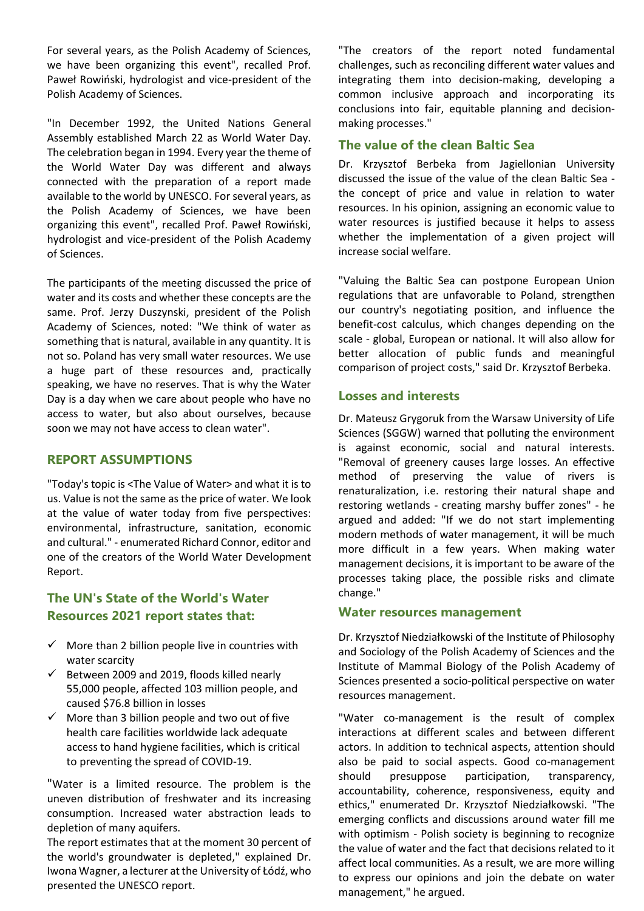For several years, as the Polish Academy of Sciences, we have been organizing this event", recalled Prof. Paweł Rowiński, hydrologist and vice-president of the Polish Academy of Sciences.

"In December 1992, the United Nations General Assembly established March 22 as World Water Day. The celebration began in 1994. Every year the theme of the World Water Day was different and always connected with the preparation of a report made available to the world by UNESCO. For several years, as the Polish Academy of Sciences, we have been organizing this event", recalled Prof. Paweł Rowiński, hydrologist and vice-president of the Polish Academy of Sciences.

The participants of the meeting discussed the price of water and its costs and whether these concepts are the same. Prof. Jerzy Duszynski, president of the Polish Academy of Sciences, noted: "We think of water as something that is natural, available in any quantity. It is not so. Poland has very small water resources. We use a huge part of these resources and, practically speaking, we have no reserves. That is why the Water Day is a day when we care about people who have no access to water, but also about ourselves, because soon we may not have access to clean water".

## REPORT ASSUMPTIONS

"Today's topic is <The Value of Water> and what it is to us. Value is not the same as the price of water. We look at the value of water today from five perspectives: environmental, infrastructure, sanitation, economic and cultural." - enumerated Richard Connor, editor and one of the creators of the World Water Development Report.

## The UN's State of the World's Water Resources 2021 report states that:

- ✓ More than 2 billion people live in countries with water scarcity
- ✓ Between 2009 and 2019, floods killed nearly 55,000 people, affected 103 million people, and caused $76.8 billion in losses
- ✓ More than 3 billion people and two out of five health care facilities worldwide lack adequate access to hand hygiene facilities, which is critical to preventing the spread of COVID-19.

"Water is a limited resource. The problem is the uneven distribution of freshwater and its increasing consumption. Increased water abstraction leads to depletion of many aquifers.
The report estimates that at the moment 30 percent of the world's groundwater is depleted," explained Dr. Iwona Wagner, a lecturer at the University of Łódź, who presented the UNESCO report.

"The creators of the report noted fundamental challenges, such as reconciling different water values and integrating them into decision-making, developing a common inclusive approach and incorporating its conclusions into fair, equitable planning and decision-making processes."

## The value of the clean Baltic Sea

Dr. Krzysztof Berbeka from Jagiellonian University discussed the issue of the value of the clean Baltic Sea - the concept of price and value in relation to water resources. In his opinion, assigning an economic value to water resources is justified because it helps to assess whether the implementation of a given project will increase social welfare.

"Valuing the Baltic Sea can postpone European Union regulations that are unfavorable to Poland, strengthen our country's negotiating position, and influence the benefit-cost calculus, which changes depending on the scale - global, European or national. It will also allow for better allocation of public funds and meaningful comparison of project costs," said Dr. Krzysztof Berbeka.

## Losses and interests

Dr. Mateusz Grygoruk from the Warsaw University of Life Sciences (SGGW) warned that polluting the environment is against economic, social and natural interests. "Removal of greenery causes large losses. An effective method of preserving the value of rivers is renaturalization, i.e. restoring their natural shape and restoring wetlands - creating marshy buffer zones" - he argued and added: "If we do not start implementing modern methods of water management, it will be much more difficult in a few years. When making water management decisions, it is important to be aware of the processes taking place, the possible risks and climate change."

## Water resources management

Dr. Krzysztof Niedziałkowski of the Institute of Philosophy and Sociology of the Polish Academy of Sciences and the Institute of Mammal Biology of the Polish Academy of Sciences presented a socio-political perspective on water resources management.

"Water co-management is the result of complex interactions at different scales and between different actors. In addition to technical aspects, attention should also be paid to social aspects. Good co-management should presuppose participation, transparency, accountability, coherence, responsiveness, equity and ethics," enumerated Dr. Krzysztof Niedziałkowski. "The emerging conflicts and discussions around water fill me with optimism - Polish society is beginning to recognize the value of water and the fact that decisions related to it affect local communities. As a result, we are more willing to express our opinions and join the debate on water management," he argued.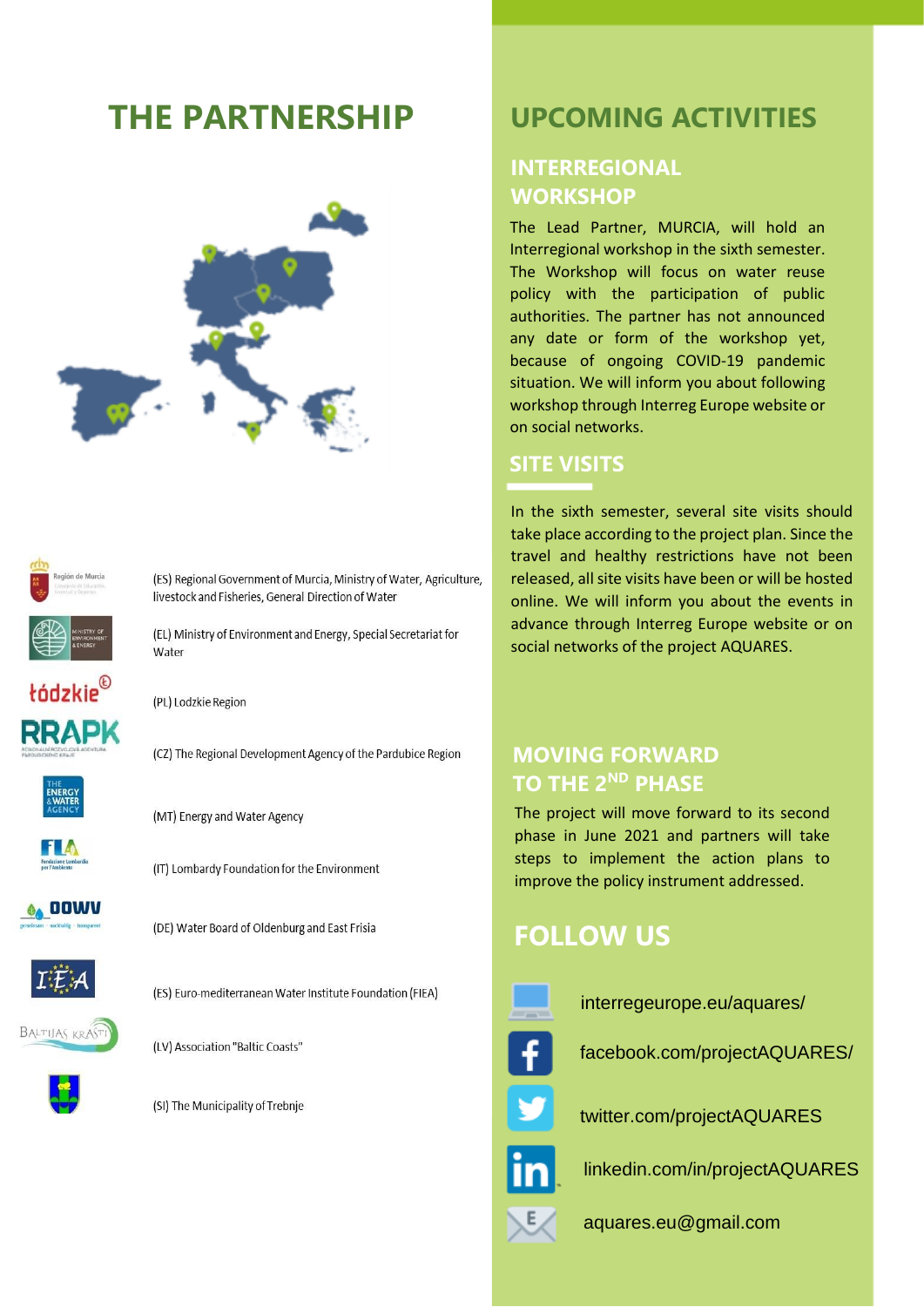# THE PARTNERSHIP

(ES) Regional Government of Murcia, Ministry of Water, Agriculture, livestock and Fisheries, General Direction of Water

(EL) Ministry of Environment and Energy, Special Secretariat for Water

(PL) Lodzkie Region

(CZ) The Regional Development Agency of the Pardubice Region

(MT) Energy and Water Agency

(IT) Lombardy Foundation for the Environment

(DE) Water Board of Oldenburg and East Frisia

(ES) Euro-mediterranean Water Institute Foundation (FIEA)

(LV) Association "Baltic Coasts"

(SI) The Municipality of Trebnje

# UPCOMING ACTIVITIES

## INTERREGIONAL WORKSHOP

The Lead Partner, MURCIA, will hold an Interregional workshop in the sixth semester. The Workshop will focus on water reuse policy with the participation of public authorities. The partner has not announced any date or form of the workshop yet, because of ongoing COVID-19 pandemic situation. We will inform you about following workshop through Interreg Europe website or on social networks.

## SITE VISITS

In the sixth semester, several site visits should take place according to the project plan. Since the travel and healthy restrictions have not been released, all site visits have been or will be hosted online. We will inform you about the events in advance through Interreg Europe website or on social networks of the project AQUARES.

## MOVING FORWARD TO THE 2ND PHASE

The project will move forward to its second phase in June 2021 and partners will take steps to implement the action plans to improve the policy instrument addressed.

## FOLLOW US

interregeurope.eu/aquares/

facebook.com/projectAQUARES/

twitter.com/projectAQUARES

linkedin.com/in/projectAQUARES

aquares.eu@gmail.com